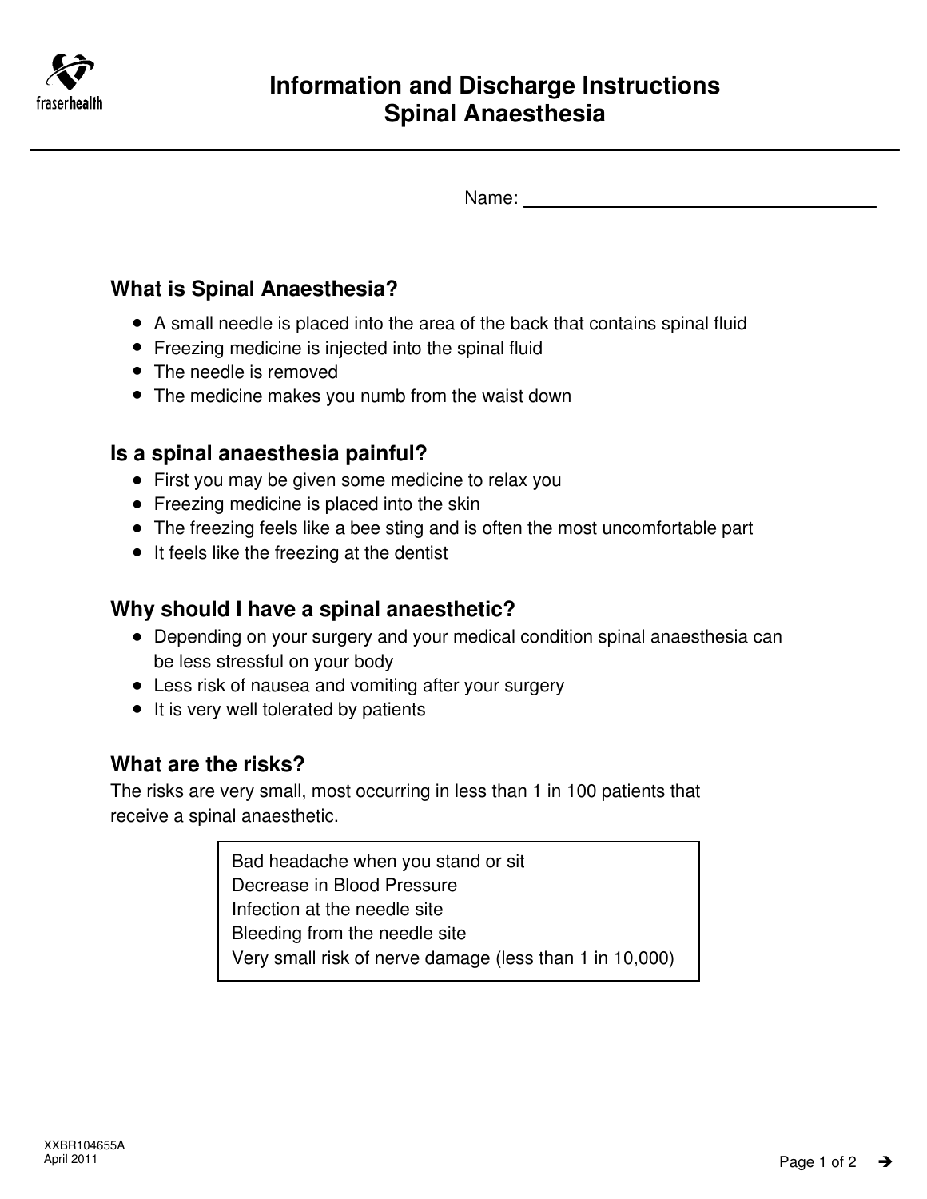# Information and Discharge Instructions
# Spinal Anaesthesia

Name: ______________________________

## What is Spinal Anaesthesia?

- A small needle is placed into the area of the back that contains spinal fluid
- Freezing medicine is injected into the spinal fluid
- The needle is removed
- The medicine makes you numb from the waist down

## Is a spinal anaesthesia painful?

- First you may be given some medicine to relax you
- Freezing medicine is placed into the skin
- The freezing feels like a bee sting and is often the most uncomfortable part
- It feels like the freezing at the dentist

## Why should I have a spinal anaesthetic?

- Depending on your surgery and your medical condition spinal anaesthesia can be less stressful on your body
- Less risk of nausea and vomiting after your surgery
- It is very well tolerated by patients

## What are the risks?

The risks are very small, most occurring in less than 1 in 100 patients that receive a spinal anaesthetic.

| |
|---|
| Bad headache when you stand or sit |
| Decrease in Blood Pressure |
| Infection at the needle site |
| Bleeding from the needle site |
| Very small risk of nerve damage (less than 1 in 10,000) |

XXBR104655A
April 2011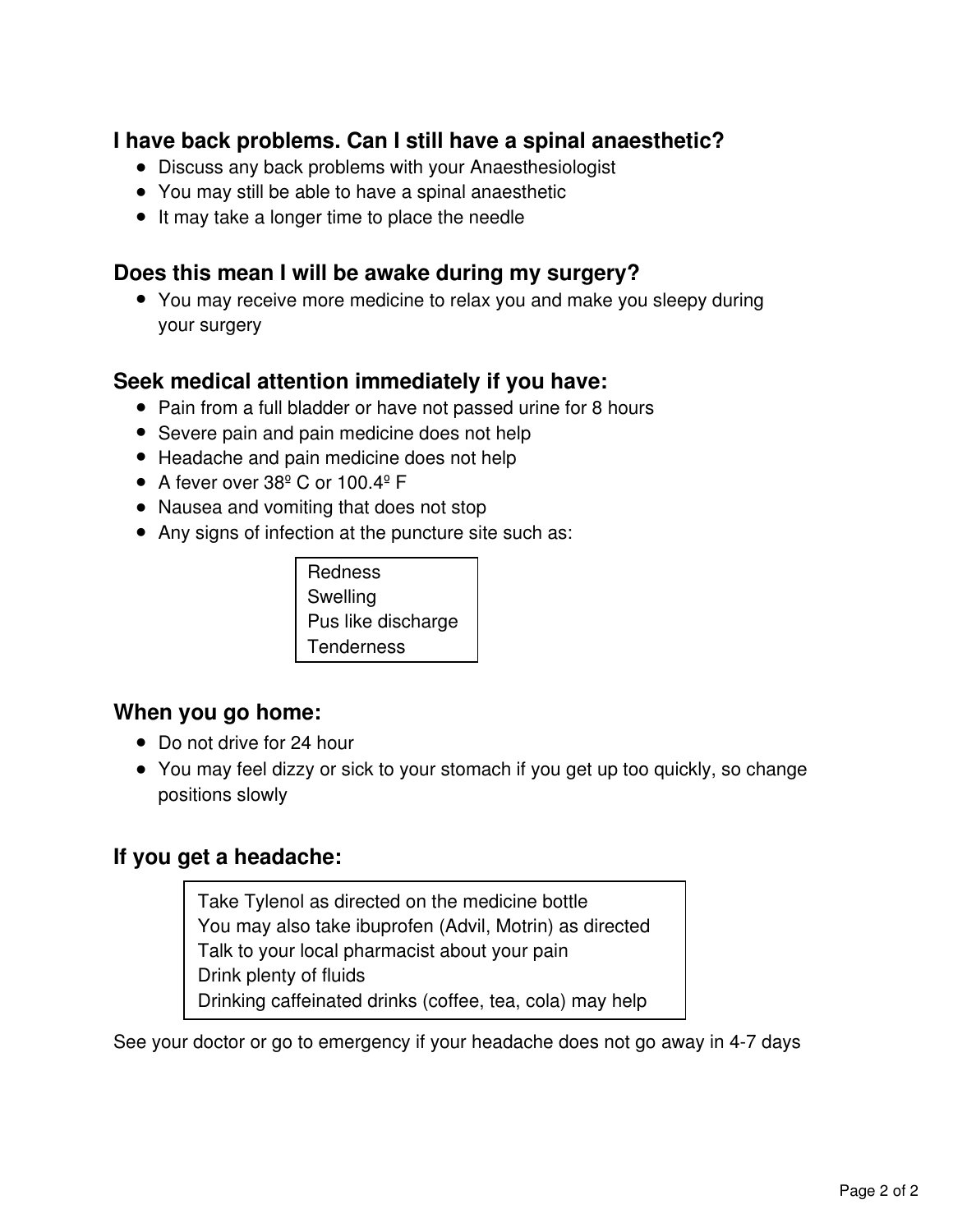## I have back problems. Can I still have a spinal anaesthetic?

- Discuss any back problems with your Anaesthesiologist
- You may still be able to have a spinal anaesthetic
- It may take a longer time to place the needle

## Does this mean I will be awake during my surgery?

- You may receive more medicine to relax you and make you sleepy during your surgery

## Seek medical attention immediately if you have:

- Pain from a full bladder or have not passed urine for 8 hours
- Severe pain and pain medicine does not help
- Headache and pain medicine does not help
- A fever over 38º C or 100.4º F
- Nausea and vomiting that does not stop
- Any signs of infection at the puncture site such as:

  Redness
  Swelling
  Pus like discharge
  Tenderness

## When you go home:

- Do not drive for 24 hour
- You may feel dizzy or sick to your stomach if you get up too quickly, so change positions slowly

## If you get a headache:

Take Tylenol as directed on the medicine bottle
You may also take ibuprofen (Advil, Motrin) as directed
Talk to your local pharmacist about your pain
Drink plenty of fluids
Drinking caffeinated drinks (coffee, tea, cola) may help

See your doctor or go to emergency if your headache does not go away in 4-7 days